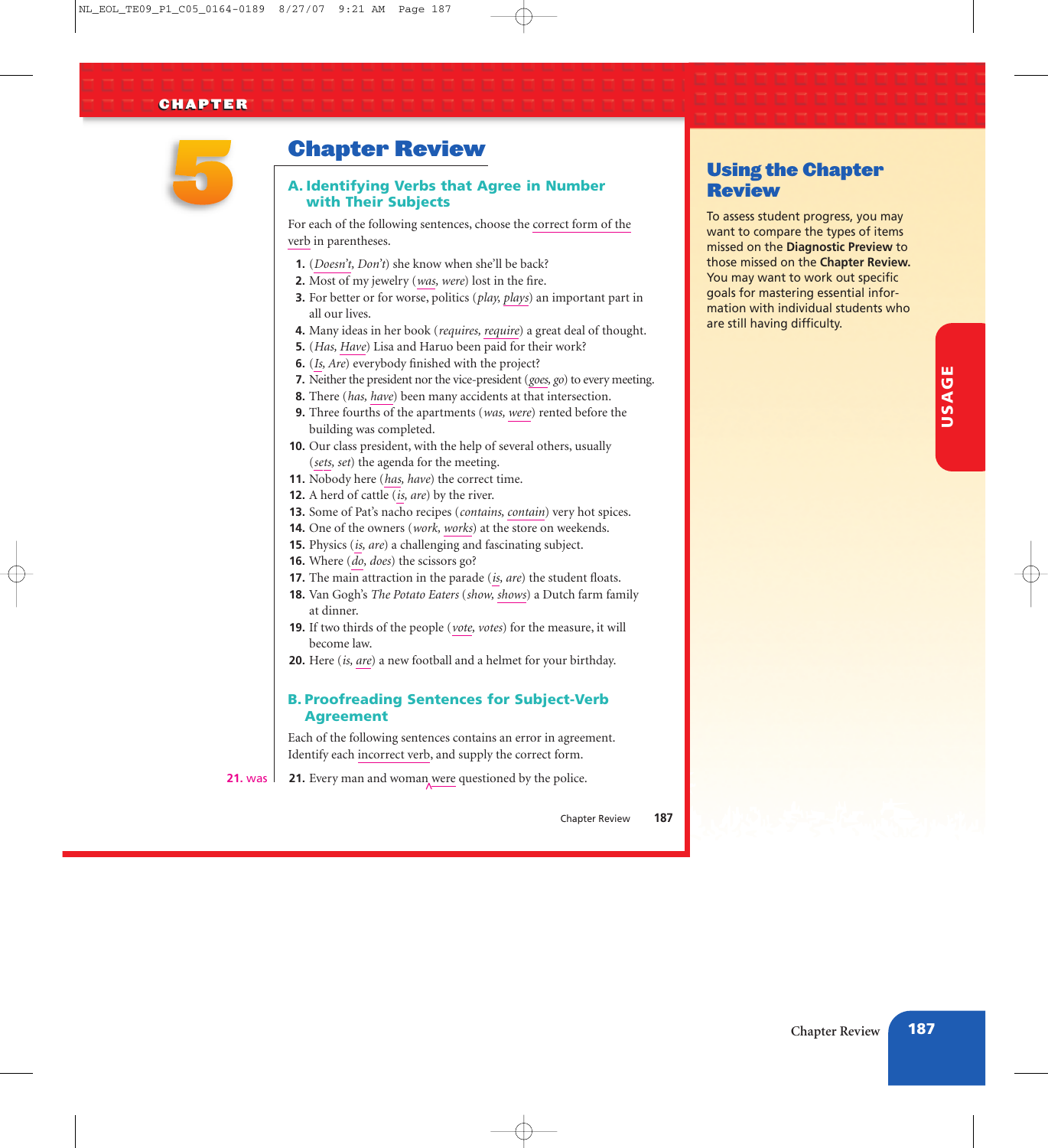CHAPTER 5

# Chapter Review

## A. Identifying Verbs that Agree in Number with Their Subjects

For each of the following sentences, choose the correct form of the verb in parentheses.

1. (*Doesn't, Don't*) she know when she'll be back?
2. Most of my jewelry (*was, were*) lost in the fire.
3. For better or for worse, politics (*play, plays*) an important part in all our lives.
4. Many ideas in her book (*requires, require*) a great deal of thought.
5. (*Has, Have*) Lisa and Haruo been paid for their work?
6. (*Is, Are*) everybody finished with the project?
7. Neither the president nor the vice-president (*goes, go*) to every meeting.
8. There (*has, have*) been many accidents at that intersection.
9. Three fourths of the apartments (*was, were*) rented before the building was completed.
10. Our class president, with the help of several others, usually (*sets, set*) the agenda for the meeting.
11. Nobody here (*has, have*) the correct time.
12. A herd of cattle (*is, are*) by the river.
13. Some of Pat's nacho recipes (*contains, contain*) very hot spices.
14. One of the owners (*work, works*) at the store on weekends.
15. Physics (*is, are*) a challenging and fascinating subject.
16. Where (*do, does*) the scissors go?
17. The main attraction in the parade (*is, are*) the student floats.
18. Van Gogh's *The Potato Eaters* (*show, shows*) a Dutch farm family at dinner.
19. If two thirds of the people (*vote, votes*) for the measure, it will become law.
20. Here (*is, are*) a new football and a helmet for your birthday.

## B. Proofreading Sentences for Subject-Verb Agreement

Each of the following sentences contains an error in agreement. Identify each incorrect verb, and supply the correct form.

21. was

21. Every man and woman were questioned by the police.

## Using the Chapter Review

To assess student progress, you may want to compare the types of items missed on the **Diagnostic Preview** to those missed on the **Chapter Review.** You may want to work out specific goals for mastering essential information with individual students who are still having difficulty.

USAGE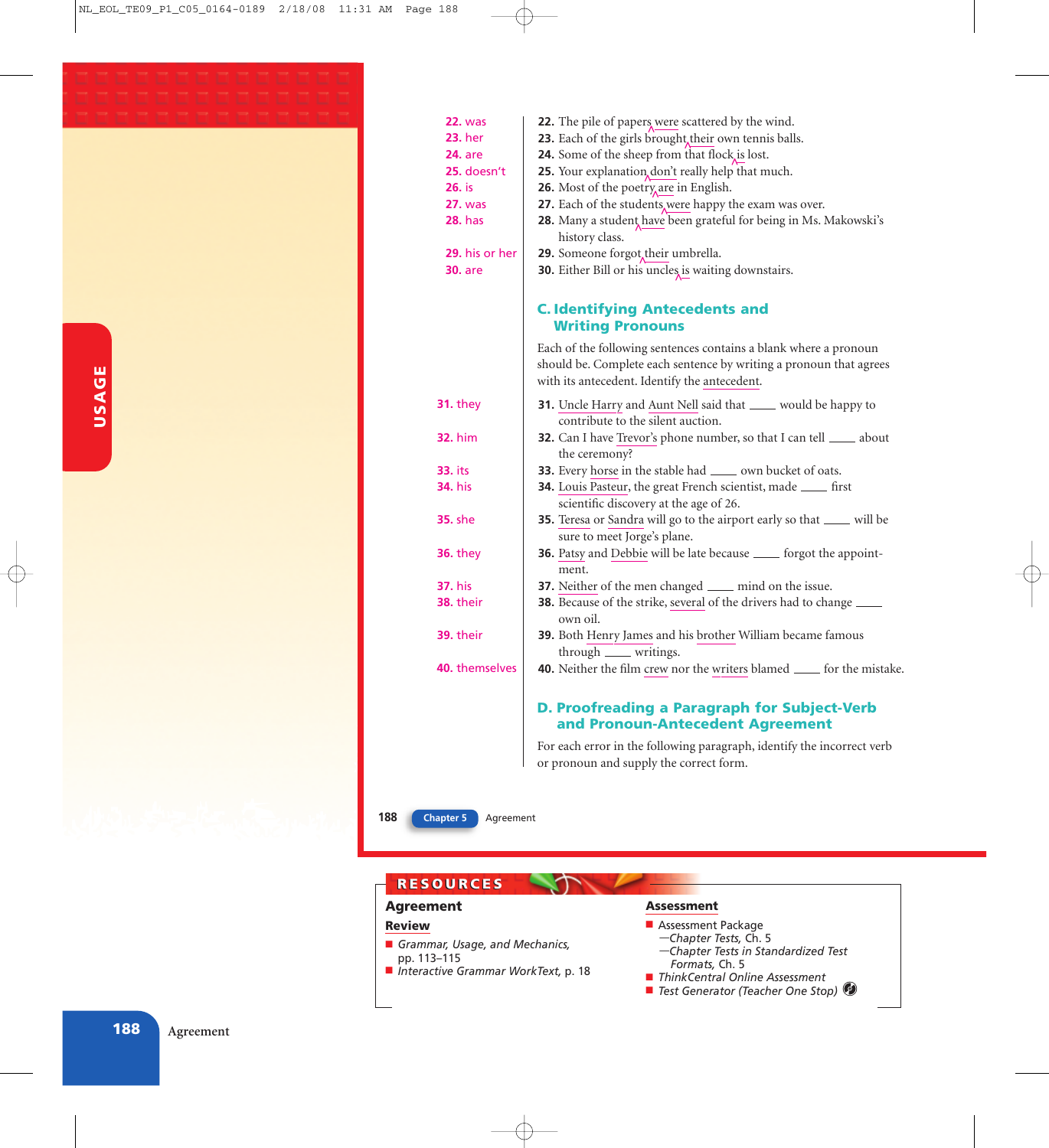22. was | **22.** The pile of papers were scattered by the wind.

23. her | **23.** Each of the girls brought their own tennis balls.

24. are | **24.** Some of the sheep from that flock is lost.

25. doesn't | **25.** Your explanation don't really help that much.

26. is | **26.** Most of the poetry are in English.

27. was | **27.** Each of the students were happy the exam was over.

28. has | **28.** Many a student have been grateful for being in Ms. Makowski's history class.

29. his or her | **29.** Someone forgot their umbrella.

30. are | **30.** Either Bill or his uncles is waiting downstairs.

## C. Identifying Antecedents and Writing Pronouns

Each of the following sentences contains a blank where a pronoun should be. Complete each sentence by writing a pronoun that agrees with its antecedent. Identify the antecedent.

31. they | **31.** Uncle Harry and Aunt Nell said that ____ would be happy to contribute to the silent auction.

32. him | **32.** Can I have Trevor's phone number, so that I can tell ____ about the ceremony?

33. its | **33.** Every horse in the stable had ____ own bucket of oats.

34. his | **34.** Louis Pasteur, the great French scientist, made ____ first scientific discovery at the age of 26.

35. she | **35.** Teresa or Sandra will go to the airport early so that ____ will be sure to meet Jorge's plane.

36. they | **36.** Patsy and Debbie will be late because ____ forgot the appointment.

37. his | **37.** Neither of the men changed ____ mind on the issue.

38. their | **38.** Because of the strike, several of the drivers had to change ____ own oil.

39. their | **39.** Both Henry James and his brother William became famous through ____ writings.

40. themselves | **40.** Neither the film crew nor the writers blamed ____ for the mistake.

## D. Proofreading a Paragraph for Subject-Verb and Pronoun-Antecedent Agreement

For each error in the following paragraph, identify the incorrect verb or pronoun and supply the correct form.

**RESOURCES**

**Agreement**

**Review**

- *Grammar, Usage, and Mechanics,* pp. 113–115
- *Interactive Grammar WorkText,* p. 18

**Assessment**

- Assessment Package
  - —*Chapter Tests,* Ch. 5
  - —*Chapter Tests in Standardized Test Formats,* Ch. 5
- *ThinkCentral Online Assessment*
- *Test Generator (Teacher One Stop)*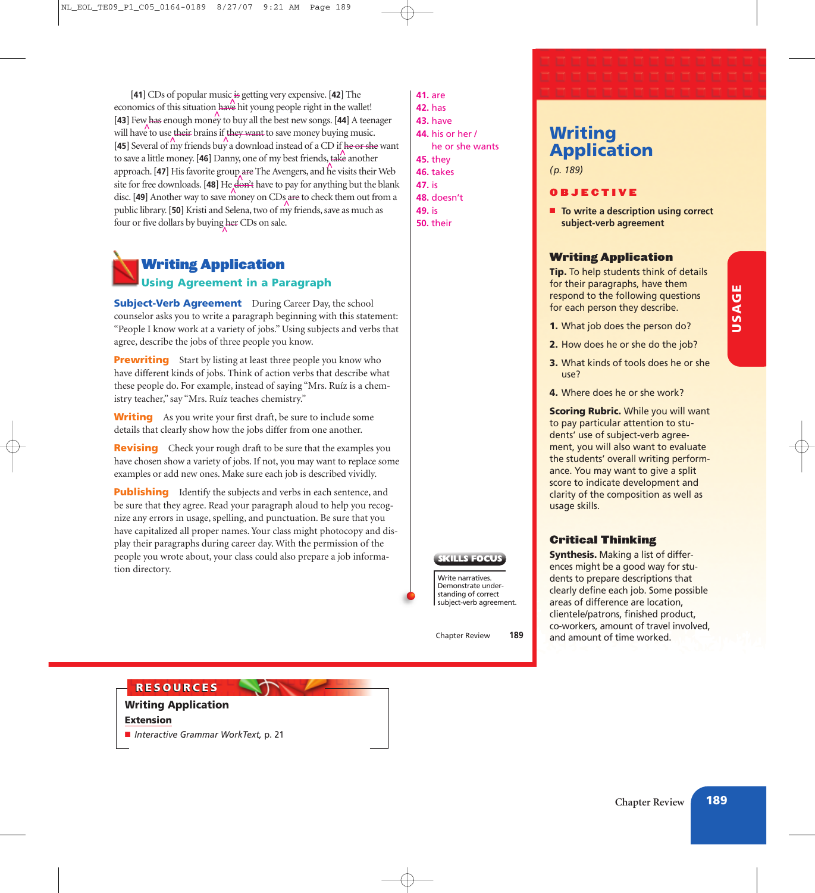[41] CDs of popular music is getting very expensive. [42] The economics of this situation have hit young people right in the wallet! [43] Few has enough money to buy all the best new songs. [44] A teenager will have to use their brains if they want to save money buying music. [45] Several of my friends buy a download instead of a CD if he or she want to save a little money. [46] Danny, one of my best friends, take another approach. [47] His favorite group are The Avengers, and he visits their Web site for free downloads. [48] He don't have to pay for anything but the blank disc. [49] Another way to save money on CDs are to check them out from a public library. [50] Kristi and Selena, two of my friends, save as much as four or five dollars by buying her CDs on sale.

41. are
42. has
43. have
44. his or her / he or she wants
45. they
46. takes
47. is
48. doesn't
49. is
50. their

## Writing Application

### Using Agreement in a Paragraph

**Subject-Verb Agreement** During Career Day, the school counselor asks you to write a paragraph beginning with this statement: "People I know work at a variety of jobs." Using subjects and verbs that agree, describe the jobs of three people you know.

**Prewriting** Start by listing at least three people you know who have different kinds of jobs. Think of action verbs that describe what these people do. For example, instead of saying "Mrs. Ruíz is a chemistry teacher," say "Mrs. Ruíz teaches chemistry."

**Writing** As you write your first draft, be sure to include some details that clearly show how the jobs differ from one another.

**Revising** Check your rough draft to be sure that the examples you have chosen show a variety of jobs. If not, you may want to replace some examples or add new ones. Make sure each job is described vividly.

**Publishing** Identify the subjects and verbs in each sentence, and be sure that they agree. Read your paragraph aloud to help you recognize any errors in usage, spelling, and punctuation. Be sure that you have capitalized all proper names. Your class might photocopy and display their paragraphs during career day. With the permission of the people you wrote about, your class could also prepare a job information directory.

**SKILLS FOCUS**

Write narratives. Demonstrate understanding of correct subject-verb agreement.

## Writing Application

*(p. 189)*

**OBJECTIVE**

- To write a description using correct subject-verb agreement

### Writing Application

**Tip.** To help students think of details for their paragraphs, have them respond to the following questions for each person they describe.

1. What job does the person do?
2. How does he or she do the job?
3. What kinds of tools does he or she use?
4. Where does he or she work?

**Scoring Rubric.** While you will want to pay particular attention to students' use of subject-verb agreement, you will also want to evaluate the students' overall writing performance. You may want to give a split score to indicate development and clarity of the composition as well as usage skills.

### Critical Thinking

**Synthesis.** Making a list of differences might be a good way for students to prepare descriptions that clearly define each job. Some possible areas of difference are location, clientele/patrons, finished product, co-workers, amount of travel involved, and amount of time worked.

USAGE

**RESOURCES**

**Writing Application**

**Extension**

- *Interactive Grammar WorkText*, p. 21